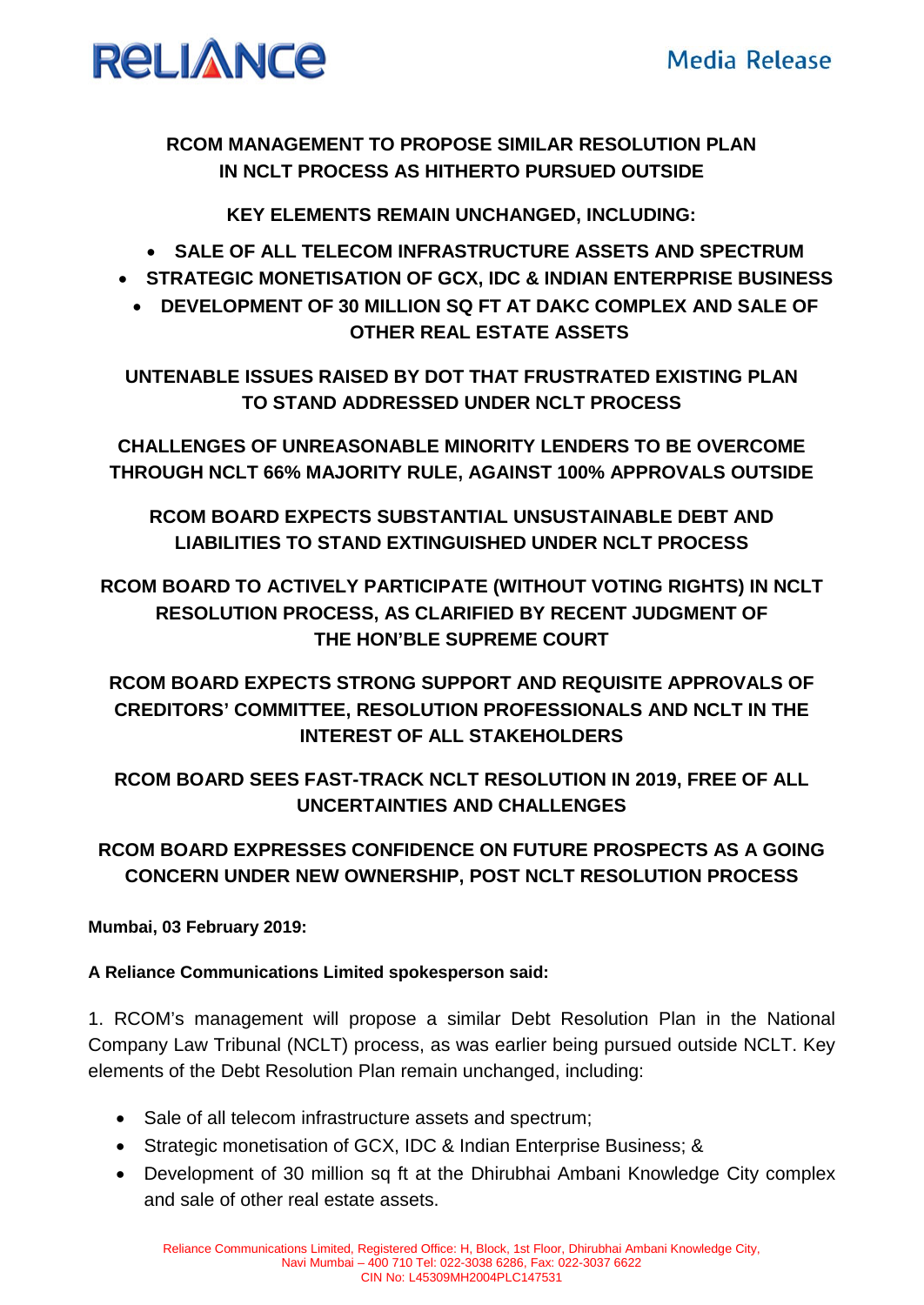RELIANCE

Media Release

**RCOM MANAGEMENT TO PROPOSE SIMILAR RESOLUTION PLAN IN NCLT PROCESS AS HITHERTO PURSUED OUTSIDE**

**KEY ELEMENTS REMAIN UNCHANGED, INCLUDING:**

- **SALE OF ALL TELECOM INFRASTRUCTURE ASSETS AND SPECTRUM**
- **STRATEGIC MONETISATION OF GCX, IDC & INDIAN ENTERPRISE BUSINESS**
- **DEVELOPMENT OF 30 MILLION SQ FT AT DAKC COMPLEX AND SALE OF OTHER REAL ESTATE ASSETS**

**UNTENABLE ISSUES RAISED BY DOT THAT FRUSTRATED EXISTING PLAN TO STAND ADDRESSED UNDER NCLT PROCESS**

**CHALLENGES OF UNREASONABLE MINORITY LENDERS TO BE OVERCOME THROUGH NCLT 66% MAJORITY RULE, AGAINST 100% APPROVALS OUTSIDE**

**RCOM BOARD EXPECTS SUBSTANTIAL UNSUSTAINABLE DEBT AND LIABILITIES TO STAND EXTINGUISHED UNDER NCLT PROCESS**

**RCOM BOARD TO ACTIVELY PARTICIPATE (WITHOUT VOTING RIGHTS) IN NCLT RESOLUTION PROCESS, AS CLARIFIED BY RECENT JUDGMENT OF THE HON'BLE SUPREME COURT**

**RCOM BOARD EXPECTS STRONG SUPPORT AND REQUISITE APPROVALS OF CREDITORS' COMMITTEE, RESOLUTION PROFESSIONALS AND NCLT IN THE INTEREST OF ALL STAKEHOLDERS**

**RCOM BOARD SEES FAST-TRACK NCLT RESOLUTION IN 2019, FREE OF ALL UNCERTAINTIES AND CHALLENGES**

**RCOM BOARD EXPRESSES CONFIDENCE ON FUTURE PROSPECTS AS A GOING CONCERN UNDER NEW OWNERSHIP, POST NCLT RESOLUTION PROCESS**

**Mumbai, 03 February 2019:**

**A Reliance Communications Limited spokesperson said:**

1. RCOM's management will propose a similar Debt Resolution Plan in the National Company Law Tribunal (NCLT) process, as was earlier being pursued outside NCLT. Key elements of the Debt Resolution Plan remain unchanged, including:

- Sale of all telecom infrastructure assets and spectrum;
- Strategic monetisation of GCX, IDC & Indian Enterprise Business; &
- Development of 30 million sq ft at the Dhirubhai Ambani Knowledge City complex and sale of other real estate assets.

Reliance Communications Limited, Registered Office: H, Block, 1st Floor, Dhirubhai Ambani Knowledge City, Navi Mumbai – 400 710 Tel: 022-3038 6286, Fax: 022-3037 6622
CIN No: L45309MH2004PLC147531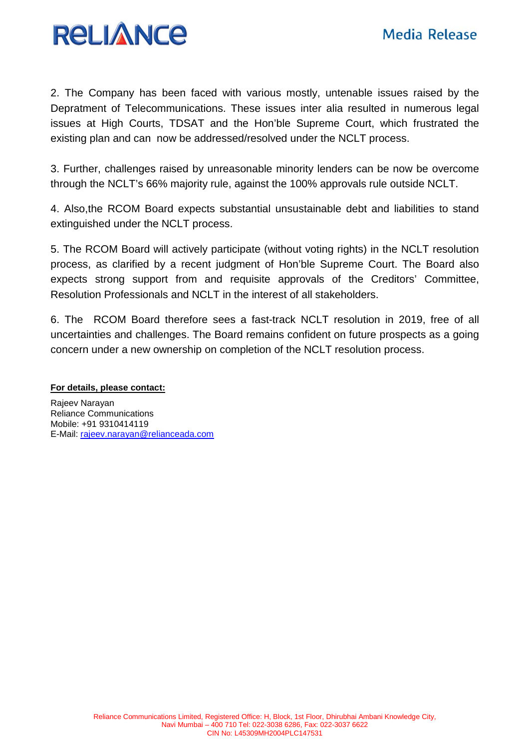2. The Company has been faced with various mostly, untenable issues raised by the Depratment of Telecommunications. These issues inter alia resulted in numerous legal issues at High Courts, TDSAT and the Hon'ble Supreme Court, which frustrated the existing plan and can now be addressed/resolved under the NCLT process.

3. Further, challenges raised by unreasonable minority lenders can be now be overcome through the NCLT's 66% majority rule, against the 100% approvals rule outside NCLT.

4. Also,the RCOM Board expects substantial unsustainable debt and liabilities to stand extinguished under the NCLT process.

5. The RCOM Board will actively participate (without voting rights) in the NCLT resolution process, as clarified by a recent judgment of Hon'ble Supreme Court. The Board also expects strong support from and requisite approvals of the Creditors' Committee, Resolution Professionals and NCLT in the interest of all stakeholders.

6. The RCOM Board therefore sees a fast-track NCLT resolution in 2019, free of all uncertainties and challenges. The Board remains confident on future prospects as a going concern under a new ownership on completion of the NCLT resolution process.

**For details, please contact:**

Rajeev Narayan
Reliance Communications
Mobile: +91 9310414119
E-Mail: rajeev.narayan@relianceada.com